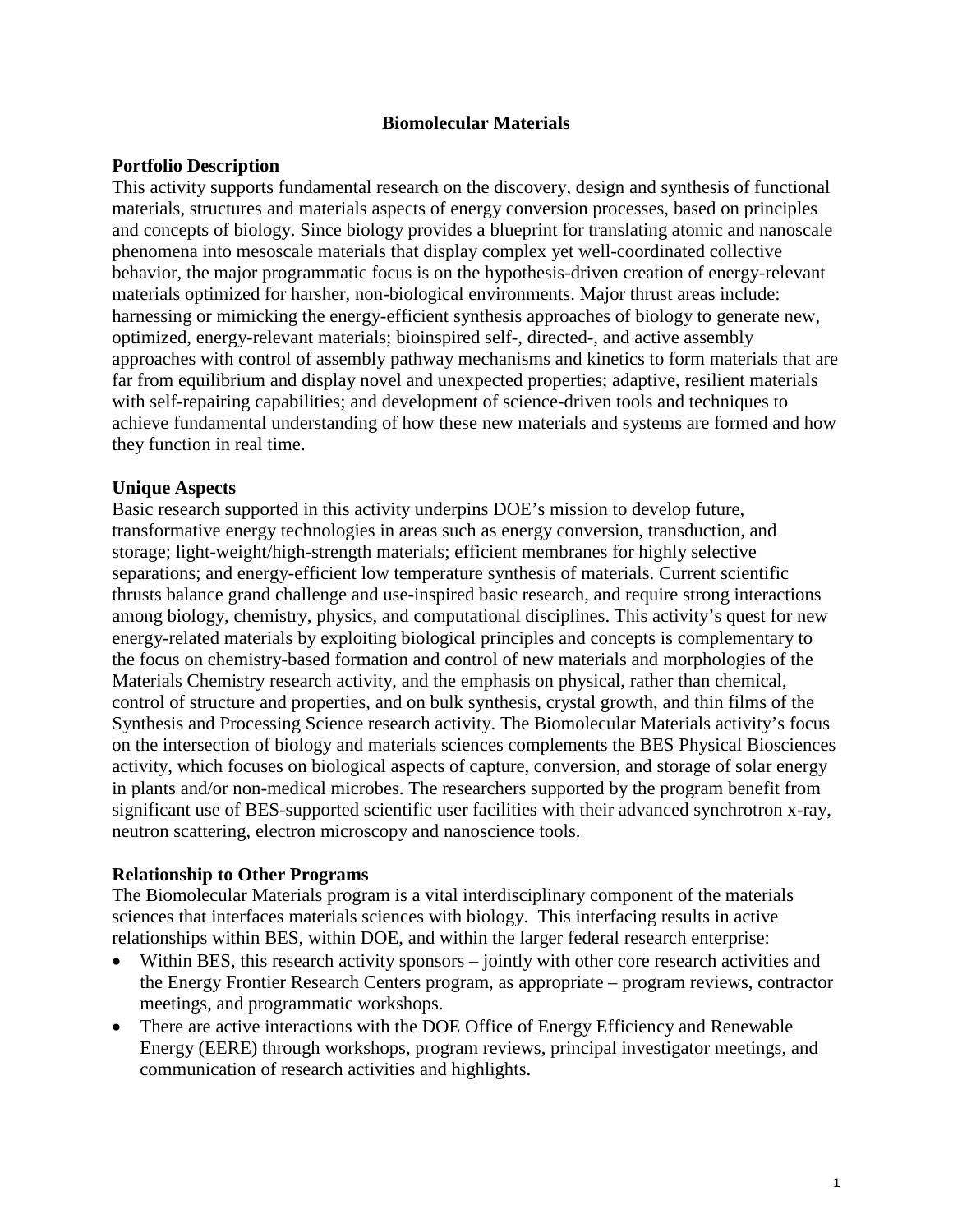# Biomolecular Materials

## Portfolio Description

This activity supports fundamental research on the discovery, design and synthesis of functional materials, structures and materials aspects of energy conversion processes, based on principles and concepts of biology. Since biology provides a blueprint for translating atomic and nanoscale phenomena into mesoscale materials that display complex yet well-coordinated collective behavior, the major programmatic focus is on the hypothesis-driven creation of energy-relevant materials optimized for harsher, non-biological environments. Major thrust areas include: harnessing or mimicking the energy-efficient synthesis approaches of biology to generate new, optimized, energy-relevant materials; bioinspired self-, directed-, and active assembly approaches with control of assembly pathway mechanisms and kinetics to form materials that are far from equilibrium and display novel and unexpected properties; adaptive, resilient materials with self-repairing capabilities; and development of science-driven tools and techniques to achieve fundamental understanding of how these new materials and systems are formed and how they function in real time.

## Unique Aspects

Basic research supported in this activity underpins DOE's mission to develop future, transformative energy technologies in areas such as energy conversion, transduction, and storage; light-weight/high-strength materials; efficient membranes for highly selective separations; and energy-efficient low temperature synthesis of materials. Current scientific thrusts balance grand challenge and use-inspired basic research, and require strong interactions among biology, chemistry, physics, and computational disciplines. This activity's quest for new energy-related materials by exploiting biological principles and concepts is complementary to the focus on chemistry-based formation and control of new materials and morphologies of the Materials Chemistry research activity, and the emphasis on physical, rather than chemical, control of structure and properties, and on bulk synthesis, crystal growth, and thin films of the Synthesis and Processing Science research activity. The Biomolecular Materials activity's focus on the intersection of biology and materials sciences complements the BES Physical Biosciences activity, which focuses on biological aspects of capture, conversion, and storage of solar energy in plants and/or non-medical microbes. The researchers supported by the program benefit from significant use of BES-supported scientific user facilities with their advanced synchrotron x-ray, neutron scattering, electron microscopy and nanoscience tools.

## Relationship to Other Programs

The Biomolecular Materials program is a vital interdisciplinary component of the materials sciences that interfaces materials sciences with biology. This interfacing results in active relationships within BES, within DOE, and within the larger federal research enterprise:

- Within BES, this research activity sponsors – jointly with other core research activities and the Energy Frontier Research Centers program, as appropriate – program reviews, contractor meetings, and programmatic workshops.
- There are active interactions with the DOE Office of Energy Efficiency and Renewable Energy (EERE) through workshops, program reviews, principal investigator meetings, and communication of research activities and highlights.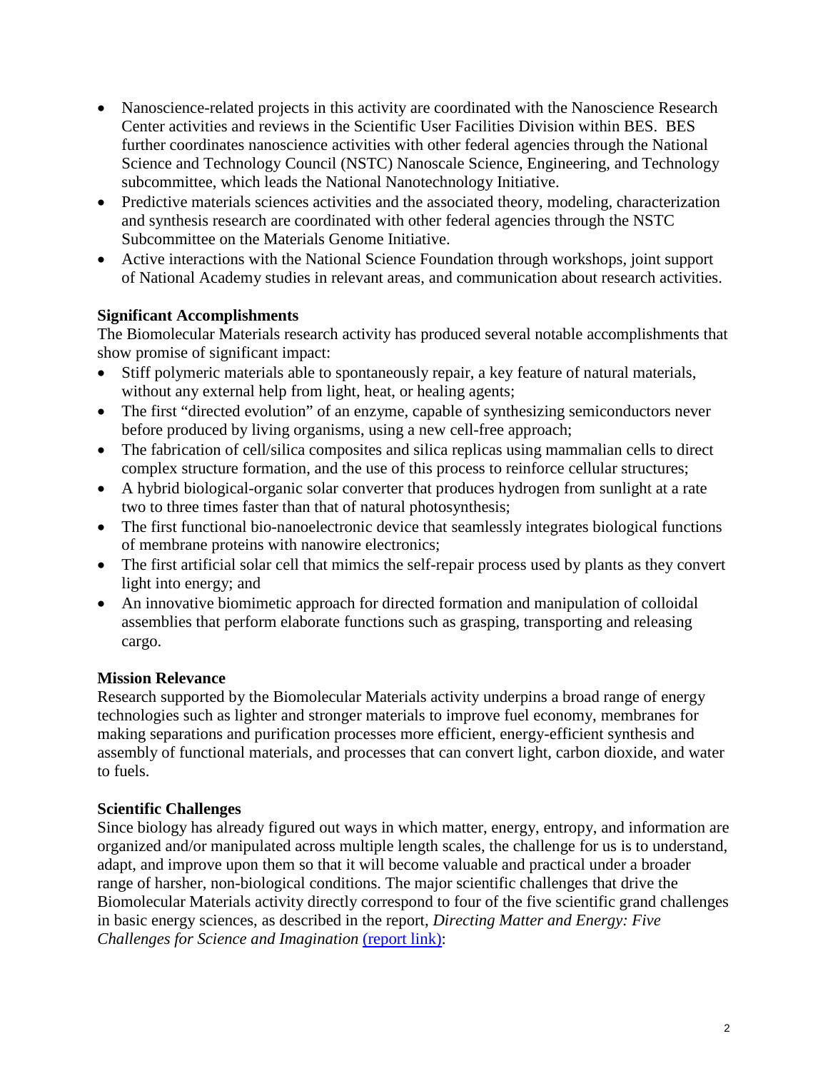- Nanoscience-related projects in this activity are coordinated with the Nanoscience Research Center activities and reviews in the Scientific User Facilities Division within BES. BES further coordinates nanoscience activities with other federal agencies through the National Science and Technology Council (NSTC) Nanoscale Science, Engineering, and Technology subcommittee, which leads the National Nanotechnology Initiative.
- Predictive materials sciences activities and the associated theory, modeling, characterization and synthesis research are coordinated with other federal agencies through the NSTC Subcommittee on the Materials Genome Initiative.
- Active interactions with the National Science Foundation through workshops, joint support of National Academy studies in relevant areas, and communication about research activities.

**Significant Accomplishments**

The Biomolecular Materials research activity has produced several notable accomplishments that show promise of significant impact:

- Stiff polymeric materials able to spontaneously repair, a key feature of natural materials, without any external help from light, heat, or healing agents;
- The first "directed evolution" of an enzyme, capable of synthesizing semiconductors never before produced by living organisms, using a new cell-free approach;
- The fabrication of cell/silica composites and silica replicas using mammalian cells to direct complex structure formation, and the use of this process to reinforce cellular structures;
- A hybrid biological-organic solar converter that produces hydrogen from sunlight at a rate two to three times faster than that of natural photosynthesis;
- The first functional bio-nanoelectronic device that seamlessly integrates biological functions of membrane proteins with nanowire electronics;
- The first artificial solar cell that mimics the self-repair process used by plants as they convert light into energy; and
- An innovative biomimetic approach for directed formation and manipulation of colloidal assemblies that perform elaborate functions such as grasping, transporting and releasing cargo.

**Mission Relevance**

Research supported by the Biomolecular Materials activity underpins a broad range of energy technologies such as lighter and stronger materials to improve fuel economy, membranes for making separations and purification processes more efficient, energy-efficient synthesis and assembly of functional materials, and processes that can convert light, carbon dioxide, and water to fuels.

**Scientific Challenges**

Since biology has already figured out ways in which matter, energy, entropy, and information are organized and/or manipulated across multiple length scales, the challenge for us is to understand, adapt, and improve upon them so that it will become valuable and practical under a broader range of harsher, non-biological conditions. The major scientific challenges that drive the Biomolecular Materials activity directly correspond to four of the five scientific grand challenges in basic energy sciences, as described in the report, *Directing Matter and Energy: Five Challenges for Science and Imagination* (report link):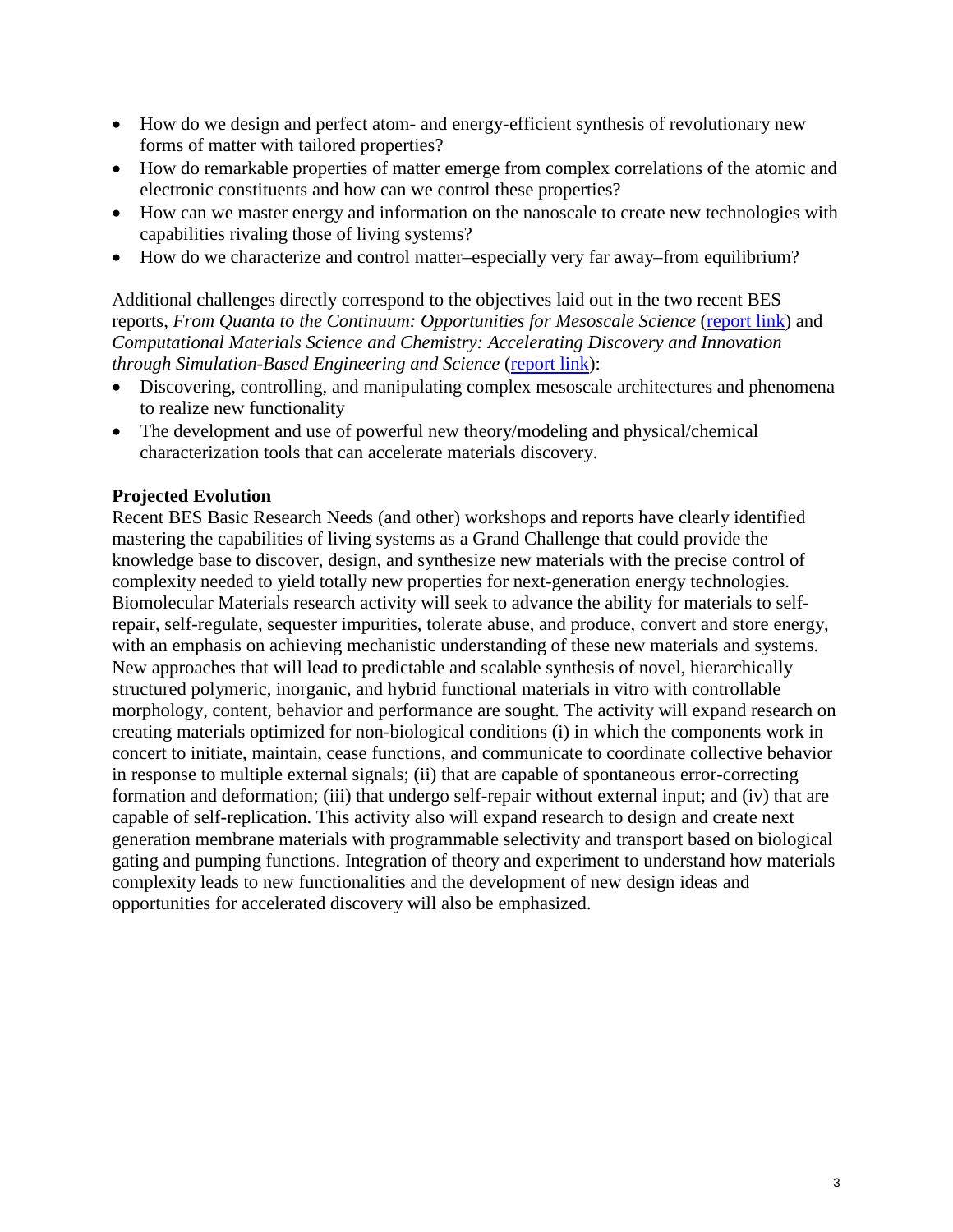- How do we design and perfect atom- and energy-efficient synthesis of revolutionary new forms of matter with tailored properties?
- How do remarkable properties of matter emerge from complex correlations of the atomic and electronic constituents and how can we control these properties?
- How can we master energy and information on the nanoscale to create new technologies with capabilities rivaling those of living systems?
- How do we characterize and control matter–especially very far away–from equilibrium?

Additional challenges directly correspond to the objectives laid out in the two recent BES reports, *From Quanta to the Continuum: Opportunities for Mesoscale Science* (report link) and *Computational Materials Science and Chemistry: Accelerating Discovery and Innovation through Simulation-Based Engineering and Science* (report link):

- Discovering, controlling, and manipulating complex mesoscale architectures and phenomena to realize new functionality
- The development and use of powerful new theory/modeling and physical/chemical characterization tools that can accelerate materials discovery.

**Projected Evolution**

Recent BES Basic Research Needs (and other) workshops and reports have clearly identified mastering the capabilities of living systems as a Grand Challenge that could provide the knowledge base to discover, design, and synthesize new materials with the precise control of complexity needed to yield totally new properties for next-generation energy technologies. Biomolecular Materials research activity will seek to advance the ability for materials to self-repair, self-regulate, sequester impurities, tolerate abuse, and produce, convert and store energy, with an emphasis on achieving mechanistic understanding of these new materials and systems. New approaches that will lead to predictable and scalable synthesis of novel, hierarchically structured polymeric, inorganic, and hybrid functional materials in vitro with controllable morphology, content, behavior and performance are sought. The activity will expand research on creating materials optimized for non-biological conditions (i) in which the components work in concert to initiate, maintain, cease functions, and communicate to coordinate collective behavior in response to multiple external signals; (ii) that are capable of spontaneous error-correcting formation and deformation; (iii) that undergo self-repair without external input; and (iv) that are capable of self-replication. This activity also will expand research to design and create next generation membrane materials with programmable selectivity and transport based on biological gating and pumping functions. Integration of theory and experiment to understand how materials complexity leads to new functionalities and the development of new design ideas and opportunities for accelerated discovery will also be emphasized.